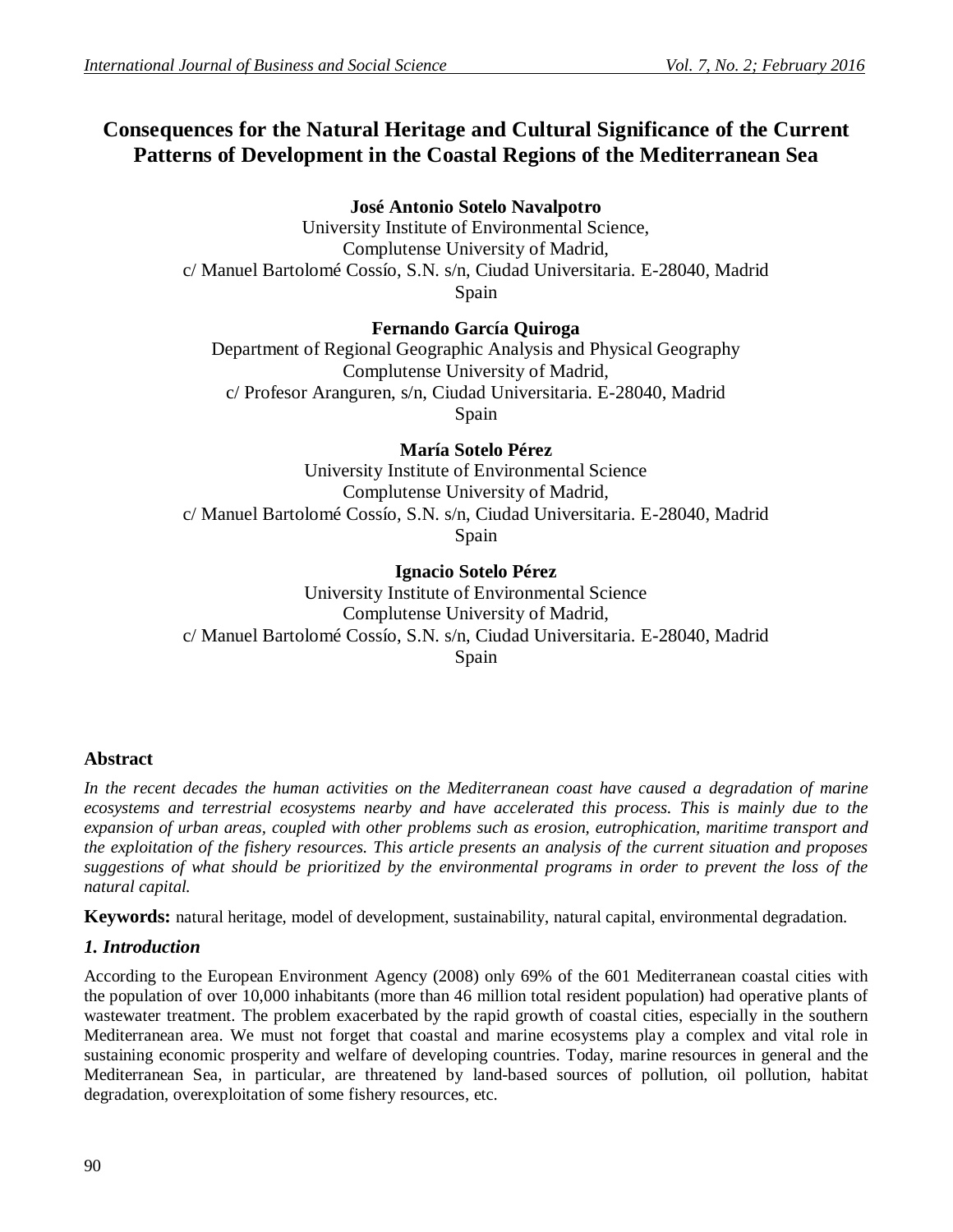# Consequences for the Natural Heritage and Cultural Significance of the Current Patterns of Development in the Coastal Regions of the Mediterranean Sea

**José Antonio Sotelo Navalpotro**
University Institute of Environmental Science,
Complutense University of Madrid,
c/ Manuel Bartolomé Cossío, S.N. s/n, Ciudad Universitaria. E-28040, Madrid
Spain

**Fernando García Quiroga**
Department of Regional Geographic Analysis and Physical Geography
Complutense University of Madrid,
c/ Profesor Aranguren, s/n, Ciudad Universitaria. E-28040, Madrid
Spain

**María Sotelo Pérez**
University Institute of Environmental Science
Complutense University of Madrid,
c/ Manuel Bartolomé Cossío, S.N. s/n, Ciudad Universitaria. E-28040, Madrid
Spain

**Ignacio Sotelo Pérez**
University Institute of Environmental Science
Complutense University of Madrid,
c/ Manuel Bartolomé Cossío, S.N. s/n, Ciudad Universitaria. E-28040, Madrid
Spain

## Abstract

*In the recent decades the human activities on the Mediterranean coast have caused a degradation of marine ecosystems and terrestrial ecosystems nearby and have accelerated this process. This is mainly due to the expansion of urban areas, coupled with other problems such as erosion, eutrophication, maritime transport and the exploitation of the fishery resources. This article presents an analysis of the current situation and proposes suggestions of what should be prioritized by the environmental programs in order to prevent the loss of the natural capital.*

**Keywords:** natural heritage, model of development, sustainability, natural capital, environmental degradation.

## *1. Introduction*

According to the European Environment Agency (2008) only 69% of the 601 Mediterranean coastal cities with the population of over 10,000 inhabitants (more than 46 million total resident population) had operative plants of wastewater treatment. The problem exacerbated by the rapid growth of coastal cities, especially in the southern Mediterranean area. We must not forget that coastal and marine ecosystems play a complex and vital role in sustaining economic prosperity and welfare of developing countries. Today, marine resources in general and the Mediterranean Sea, in particular, are threatened by land-based sources of pollution, oil pollution, habitat degradation, overexploitation of some fishery resources, etc.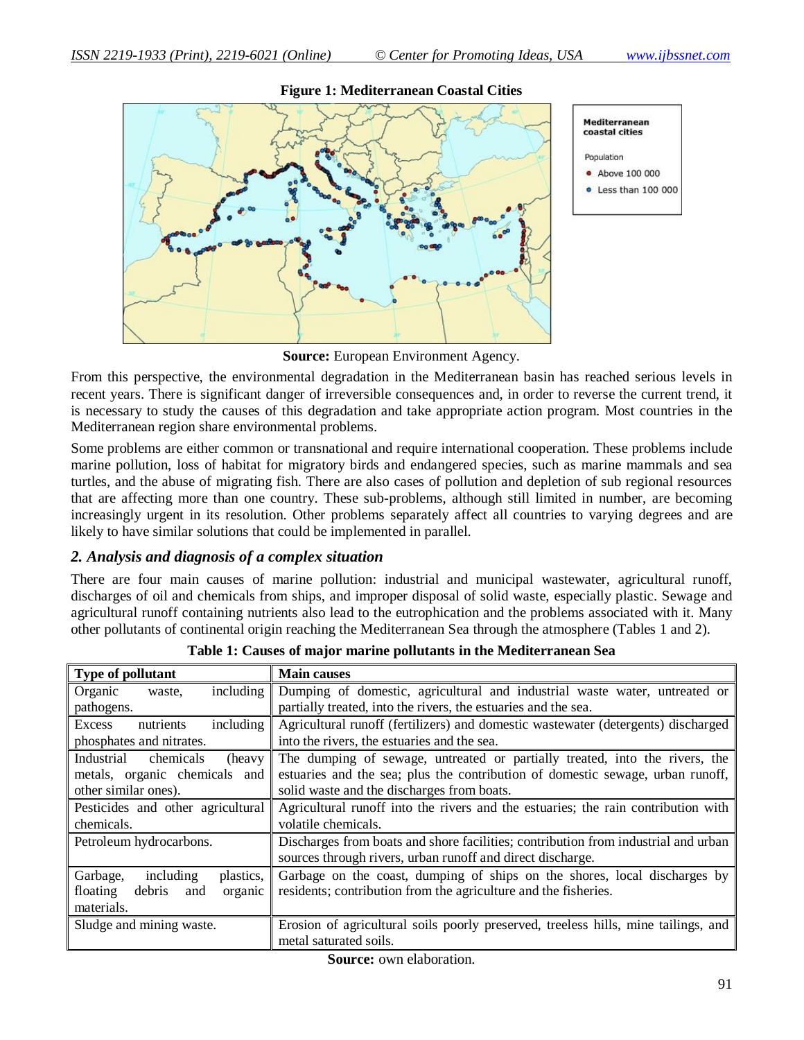**Figure 1: Mediterranean Coastal Cities**

**Source:** European Environment Agency.

From this perspective, the environmental degradation in the Mediterranean basin has reached serious levels in recent years. There is significant danger of irreversible consequences and, in order to reverse the current trend, it is necessary to study the causes of this degradation and take appropriate action program. Most countries in the Mediterranean region share environmental problems.

Some problems are either common or transnational and require international cooperation. These problems include marine pollution, loss of habitat for migratory birds and endangered species, such as marine mammals and sea turtles, and the abuse of migrating fish. There are also cases of pollution and depletion of sub regional resources that are affecting more than one country. These sub-problems, although still limited in number, are becoming increasingly urgent in its resolution. Other problems separately affect all countries to varying degrees and are likely to have similar solutions that could be implemented in parallel.

## *2. Analysis and diagnosis of a complex situation*

There are four main causes of marine pollution: industrial and municipal wastewater, agricultural runoff, discharges of oil and chemicals from ships, and improper disposal of solid waste, especially plastic. Sewage and agricultural runoff containing nutrients also lead to the eutrophication and the problems associated with it. Many other pollutants of continental origin reaching the Mediterranean Sea through the atmosphere (Tables 1 and 2).

**Table 1: Causes of major marine pollutants in the Mediterranean Sea**

| Type of pollutant | Main causes |
|---|---|
| Organic waste, including pathogens. | Dumping of domestic, agricultural and industrial waste water, untreated or partially treated, into the rivers, the estuaries and the sea. |
| Excess nutrients including phosphates and nitrates. | Agricultural runoff (fertilizers) and domestic wastewater (detergents) discharged into the rivers, the estuaries and the sea. |
| Industrial chemicals (heavy metals, organic chemicals and other similar ones). | The dumping of sewage, untreated or partially treated, into the rivers, the estuaries and the sea; plus the contribution of domestic sewage, urban runoff, solid waste and the discharges from boats. |
| Pesticides and other agricultural chemicals. | Agricultural runoff into the rivers and the estuaries; the rain contribution with volatile chemicals. |
| Petroleum hydrocarbons. | Discharges from boats and shore facilities; contribution from industrial and urban sources through rivers, urban runoff and direct discharge. |
| Garbage, including plastics, floating debris and organic materials. | Garbage on the coast, dumping of ships on the shores, local discharges by residents; contribution from the agriculture and the fisheries. |
| Sludge and mining waste. | Erosion of agricultural soils poorly preserved, treeless hills, mine tailings, and metal saturated soils. |

**Source:** own elaboration.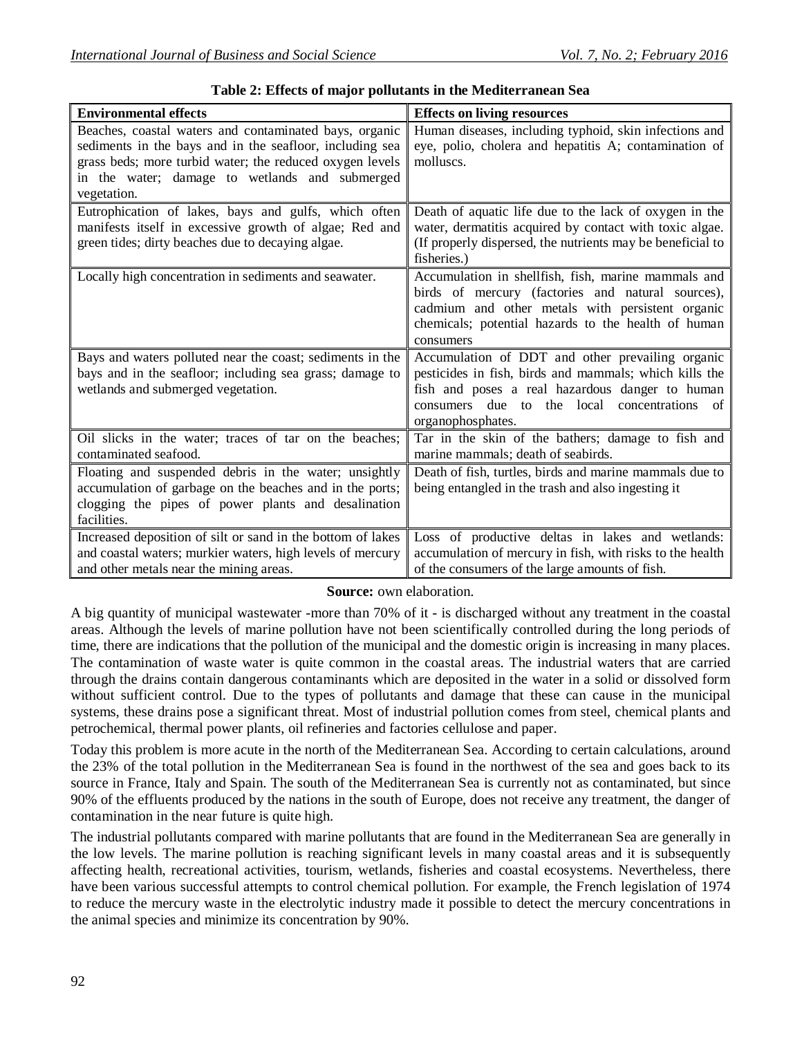**Table 2: Effects of major pollutants in the Mediterranean Sea**

| Environmental effects | Effects on living resources |
|---|---|
| Beaches, coastal waters and contaminated bays, organic sediments in the bays and in the seafloor, including sea grass beds; more turbid water; the reduced oxygen levels in the water; damage to wetlands and submerged vegetation. | Human diseases, including typhoid, skin infections and eye, polio, cholera and hepatitis A; contamination of molluscs. |
| Eutrophication of lakes, bays and gulfs, which often manifests itself in excessive growth of algae; Red and green tides; dirty beaches due to decaying algae. | Death of aquatic life due to the lack of oxygen in the water, dermatitis acquired by contact with toxic algae. (If properly dispersed, the nutrients may be beneficial to fisheries.) |
| Locally high concentration in sediments and seawater. | Accumulation in shellfish, fish, marine mammals and birds of mercury (factories and natural sources), cadmium and other metals with persistent organic chemicals; potential hazards to the health of human consumers |
| Bays and waters polluted near the coast; sediments in the bays and in the seafloor; including sea grass; damage to wetlands and submerged vegetation. | Accumulation of DDT and other prevailing organic pesticides in fish, birds and mammals; which kills the fish and poses a real hazardous danger to human consumers due to the local concentrations of organophosphates. |
| Oil slicks in the water; traces of tar on the beaches; contaminated seafood. | Tar in the skin of the bathers; damage to fish and marine mammals; death of seabirds. |
| Floating and suspended debris in the water; unsightly accumulation of garbage on the beaches and in the ports; clogging the pipes of power plants and desalination facilities. | Death of fish, turtles, birds and marine mammals due to being entangled in the trash and also ingesting it |
| Increased deposition of silt or sand in the bottom of lakes and coastal waters; murkier waters, high levels of mercury and other metals near the mining areas. | Loss of productive deltas in lakes and wetlands: accumulation of mercury in fish, with risks to the health of the consumers of the large amounts of fish. |

**Source:** own elaboration.

A big quantity of municipal wastewater -more than 70% of it - is discharged without any treatment in the coastal areas. Although the levels of marine pollution have not been scientifically controlled during the long periods of time, there are indications that the pollution of the municipal and the domestic origin is increasing in many places. The contamination of waste water is quite common in the coastal areas. The industrial waters that are carried through the drains contain dangerous contaminants which are deposited in the water in a solid or dissolved form without sufficient control. Due to the types of pollutants and damage that these can cause in the municipal systems, these drains pose a significant threat. Most of industrial pollution comes from steel, chemical plants and petrochemical, thermal power plants, oil refineries and factories cellulose and paper.

Today this problem is more acute in the north of the Mediterranean Sea. According to certain calculations, around the 23% of the total pollution in the Mediterranean Sea is found in the northwest of the sea and goes back to its source in France, Italy and Spain. The south of the Mediterranean Sea is currently not as contaminated, but since 90% of the effluents produced by the nations in the south of Europe, does not receive any treatment, the danger of contamination in the near future is quite high.

The industrial pollutants compared with marine pollutants that are found in the Mediterranean Sea are generally in the low levels. The marine pollution is reaching significant levels in many coastal areas and it is subsequently affecting health, recreational activities, tourism, wetlands, fisheries and coastal ecosystems. Nevertheless, there have been various successful attempts to control chemical pollution. For example, the French legislation of 1974 to reduce the mercury waste in the electrolytic industry made it possible to detect the mercury concentrations in the animal species and minimize its concentration by 90%.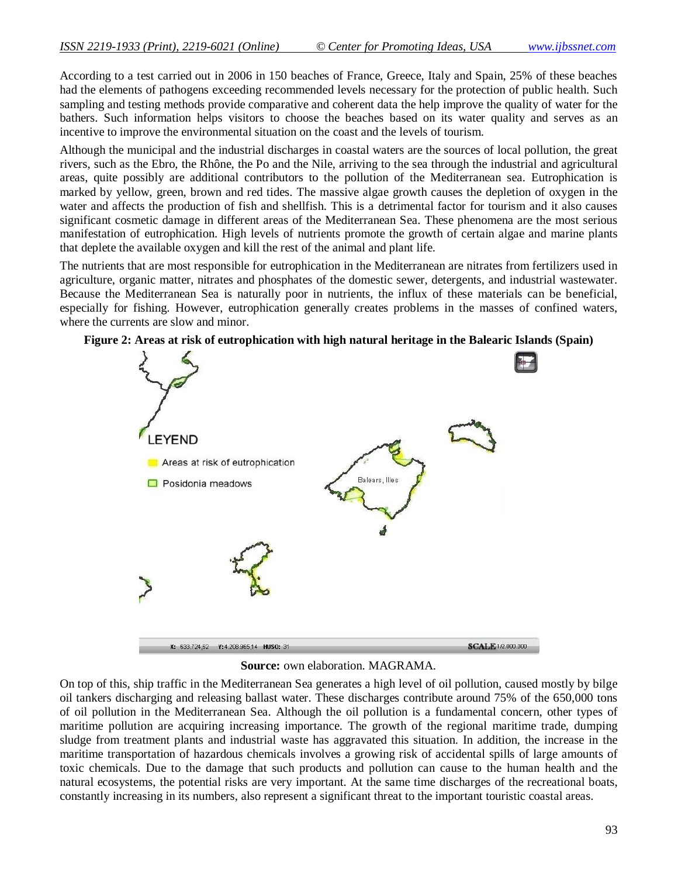According to a test carried out in 2006 in 150 beaches of France, Greece, Italy and Spain, 25% of these beaches had the elements of pathogens exceeding recommended levels necessary for the protection of public health. Such sampling and testing methods provide comparative and coherent data the help improve the quality of water for the bathers. Such information helps visitors to choose the beaches based on its water quality and serves as an incentive to improve the environmental situation on the coast and the levels of tourism.

Although the municipal and the industrial discharges in coastal waters are the sources of local pollution, the great rivers, such as the Ebro, the Rhône, the Po and the Nile, arriving to the sea through the industrial and agricultural areas, quite possibly are additional contributors to the pollution of the Mediterranean sea. Eutrophication is marked by yellow, green, brown and red tides. The massive algae growth causes the depletion of oxygen in the water and affects the production of fish and shellfish. This is a detrimental factor for tourism and it also causes significant cosmetic damage in different areas of the Mediterranean Sea. These phenomena are the most serious manifestation of eutrophication. High levels of nutrients promote the growth of certain algae and marine plants that deplete the available oxygen and kill the rest of the animal and plant life.

The nutrients that are most responsible for eutrophication in the Mediterranean are nitrates from fertilizers used in agriculture, organic matter, nitrates and phosphates of the domestic sewer, detergents, and industrial wastewater. Because the Mediterranean Sea is naturally poor in nutrients, the influx of these materials can be beneficial, especially for fishing. However, eutrophication generally creates problems in the masses of confined waters, where the currents are slow and minor.

**Figure 2: Areas at risk of eutrophication with high natural heritage in the Balearic Islands (Spain)**

**Source:** own elaboration. MAGRAMA.

On top of this, ship traffic in the Mediterranean Sea generates a high level of oil pollution, caused mostly by bilge oil tankers discharging and releasing ballast water. These discharges contribute around 75% of the 650,000 tons of oil pollution in the Mediterranean Sea. Although the oil pollution is a fundamental concern, other types of maritime pollution are acquiring increasing importance. The growth of the regional maritime trade, dumping sludge from treatment plants and industrial waste has aggravated this situation. In addition, the increase in the maritime transportation of hazardous chemicals involves a growing risk of accidental spills of large amounts of toxic chemicals. Due to the damage that such products and pollution can cause to the human health and the natural ecosystems, the potential risks are very important. At the same time discharges of the recreational boats, constantly increasing in its numbers, also represent a significant threat to the important touristic coastal areas.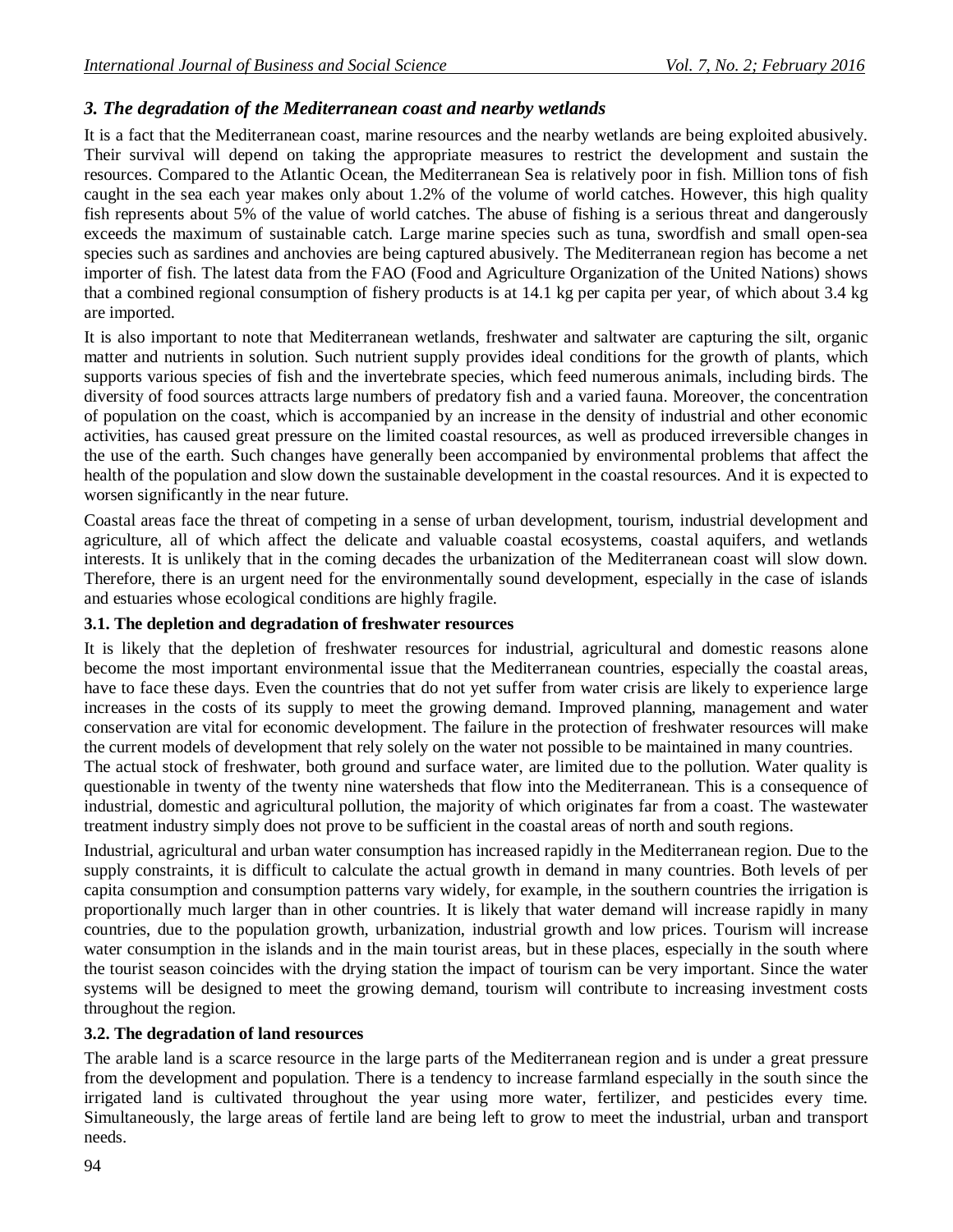## 3. The degradation of the Mediterranean coast and nearby wetlands

It is a fact that the Mediterranean coast, marine resources and the nearby wetlands are being exploited abusively. Their survival will depend on taking the appropriate measures to restrict the development and sustain the resources. Compared to the Atlantic Ocean, the Mediterranean Sea is relatively poor in fish. Million tons of fish caught in the sea each year makes only about 1.2% of the volume of world catches. However, this high quality fish represents about 5% of the value of world catches. The abuse of fishing is a serious threat and dangerously exceeds the maximum of sustainable catch. Large marine species such as tuna, swordfish and small open-sea species such as sardines and anchovies are being captured abusively. The Mediterranean region has become a net importer of fish. The latest data from the FAO (Food and Agriculture Organization of the United Nations) shows that a combined regional consumption of fishery products is at 14.1 kg per capita per year, of which about 3.4 kg are imported.

It is also important to note that Mediterranean wetlands, freshwater and saltwater are capturing the silt, organic matter and nutrients in solution. Such nutrient supply provides ideal conditions for the growth of plants, which supports various species of fish and the invertebrate species, which feed numerous animals, including birds. The diversity of food sources attracts large numbers of predatory fish and a varied fauna. Moreover, the concentration of population on the coast, which is accompanied by an increase in the density of industrial and other economic activities, has caused great pressure on the limited coastal resources, as well as produced irreversible changes in the use of the earth. Such changes have generally been accompanied by environmental problems that affect the health of the population and slow down the sustainable development in the coastal resources. And it is expected to worsen significantly in the near future.

Coastal areas face the threat of competing in a sense of urban development, tourism, industrial development and agriculture, all of which affect the delicate and valuable coastal ecosystems, coastal aquifers, and wetlands interests. It is unlikely that in the coming decades the urbanization of the Mediterranean coast will slow down. Therefore, there is an urgent need for the environmentally sound development, especially in the case of islands and estuaries whose ecological conditions are highly fragile.

### 3.1. The depletion and degradation of freshwater resources

It is likely that the depletion of freshwater resources for industrial, agricultural and domestic reasons alone become the most important environmental issue that the Mediterranean countries, especially the coastal areas, have to face these days. Even the countries that do not yet suffer from water crisis are likely to experience large increases in the costs of its supply to meet the growing demand. Improved planning, management and water conservation are vital for economic development. The failure in the protection of freshwater resources will make the current models of development that rely solely on the water not possible to be maintained in many countries.

The actual stock of freshwater, both ground and surface water, are limited due to the pollution. Water quality is questionable in twenty of the twenty nine watersheds that flow into the Mediterranean. This is a consequence of industrial, domestic and agricultural pollution, the majority of which originates far from a coast. The wastewater treatment industry simply does not prove to be sufficient in the coastal areas of north and south regions.

Industrial, agricultural and urban water consumption has increased rapidly in the Mediterranean region. Due to the supply constraints, it is difficult to calculate the actual growth in demand in many countries. Both levels of per capita consumption and consumption patterns vary widely, for example, in the southern countries the irrigation is proportionally much larger than in other countries. It is likely that water demand will increase rapidly in many countries, due to the population growth, urbanization, industrial growth and low prices. Tourism will increase water consumption in the islands and in the main tourist areas, but in these places, especially in the south where the tourist season coincides with the drying station the impact of tourism can be very important. Since the water systems will be designed to meet the growing demand, tourism will contribute to increasing investment costs throughout the region.

### 3.2. The degradation of land resources

The arable land is a scarce resource in the large parts of the Mediterranean region and is under a great pressure from the development and population. There is a tendency to increase farmland especially in the south since the irrigated land is cultivated throughout the year using more water, fertilizer, and pesticides every time. Simultaneously, the large areas of fertile land are being left to grow to meet the industrial, urban and transport needs.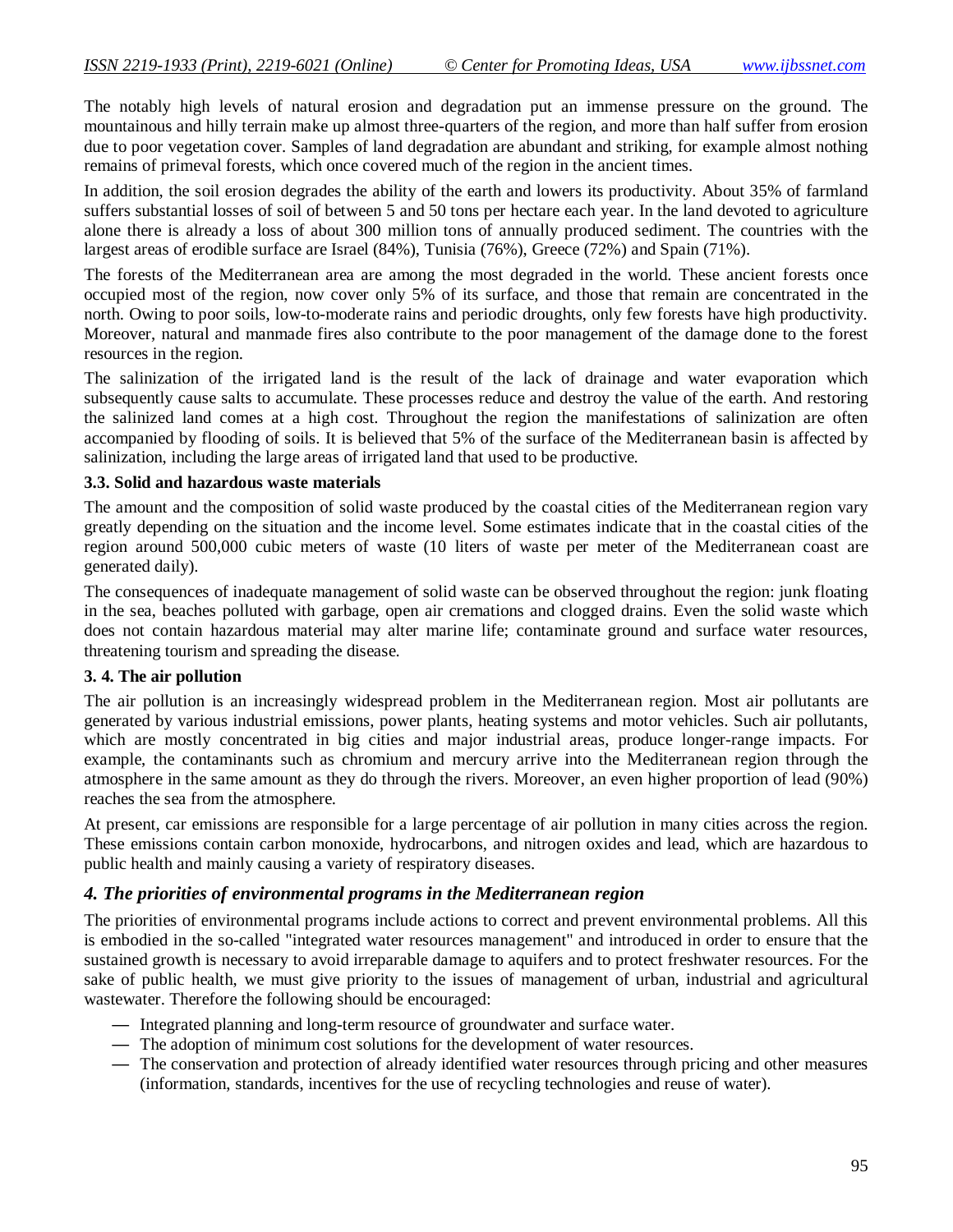The notably high levels of natural erosion and degradation put an immense pressure on the ground. The mountainous and hilly terrain make up almost three-quarters of the region, and more than half suffer from erosion due to poor vegetation cover. Samples of land degradation are abundant and striking, for example almost nothing remains of primeval forests, which once covered much of the region in the ancient times.

In addition, the soil erosion degrades the ability of the earth and lowers its productivity. About 35% of farmland suffers substantial losses of soil of between 5 and 50 tons per hectare each year. In the land devoted to agriculture alone there is already a loss of about 300 million tons of annually produced sediment. The countries with the largest areas of erodible surface are Israel (84%), Tunisia (76%), Greece (72%) and Spain (71%).

The forests of the Mediterranean area are among the most degraded in the world. These ancient forests once occupied most of the region, now cover only 5% of its surface, and those that remain are concentrated in the north. Owing to poor soils, low-to-moderate rains and periodic droughts, only few forests have high productivity. Moreover, natural and manmade fires also contribute to the poor management of the damage done to the forest resources in the region.

The salinization of the irrigated land is the result of the lack of drainage and water evaporation which subsequently cause salts to accumulate. These processes reduce and destroy the value of the earth. And restoring the salinized land comes at a high cost. Throughout the region the manifestations of salinization are often accompanied by flooding of soils. It is believed that 5% of the surface of the Mediterranean basin is affected by salinization, including the large areas of irrigated land that used to be productive.

### 3.3. Solid and hazardous waste materials

The amount and the composition of solid waste produced by the coastal cities of the Mediterranean region vary greatly depending on the situation and the income level. Some estimates indicate that in the coastal cities of the region around 500,000 cubic meters of waste (10 liters of waste per meter of the Mediterranean coast are generated daily).

The consequences of inadequate management of solid waste can be observed throughout the region: junk floating in the sea, beaches polluted with garbage, open air cremations and clogged drains. Even the solid waste which does not contain hazardous material may alter marine life; contaminate ground and surface water resources, threatening tourism and spreading the disease.

### 3. 4. The air pollution

The air pollution is an increasingly widespread problem in the Mediterranean region. Most air pollutants are generated by various industrial emissions, power plants, heating systems and motor vehicles. Such air pollutants, which are mostly concentrated in big cities and major industrial areas, produce longer-range impacts. For example, the contaminants such as chromium and mercury arrive into the Mediterranean region through the atmosphere in the same amount as they do through the rivers. Moreover, an even higher proportion of lead (90%) reaches the sea from the atmosphere.

At present, car emissions are responsible for a large percentage of air pollution in many cities across the region. These emissions contain carbon monoxide, hydrocarbons, and nitrogen oxides and lead, which are hazardous to public health and mainly causing a variety of respiratory diseases.

## *4. The priorities of environmental programs in the Mediterranean region*

The priorities of environmental programs include actions to correct and prevent environmental problems. All this is embodied in the so-called "integrated water resources management" and introduced in order to ensure that the sustained growth is necessary to avoid irreparable damage to aquifers and to protect freshwater resources. For the sake of public health, we must give priority to the issues of management of urban, industrial and agricultural wastewater. Therefore the following should be encouraged:

- Integrated planning and long-term resource of groundwater and surface water.
- The adoption of minimum cost solutions for the development of water resources.
- The conservation and protection of already identified water resources through pricing and other measures (information, standards, incentives for the use of recycling technologies and reuse of water).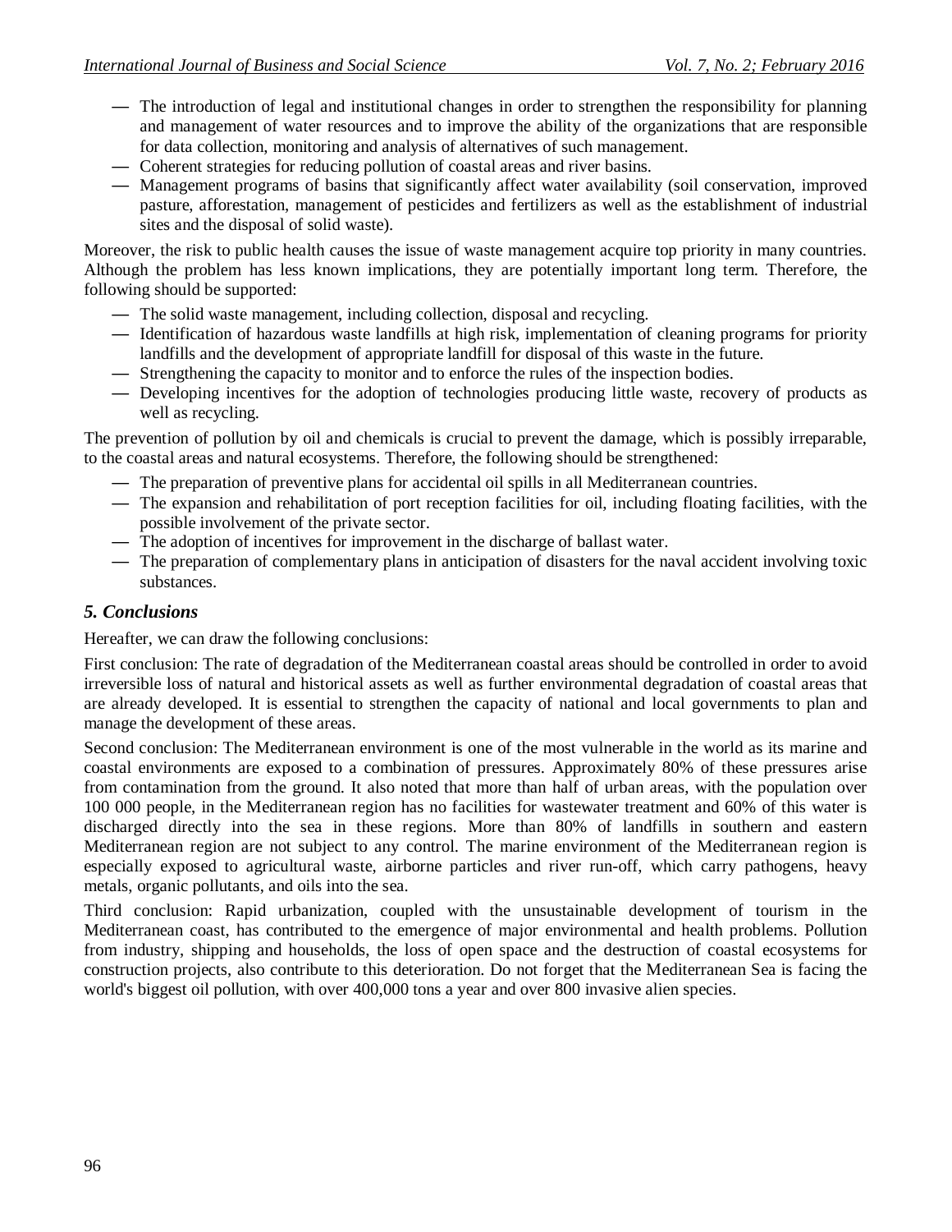- The introduction of legal and institutional changes in order to strengthen the responsibility for planning and management of water resources and to improve the ability of the organizations that are responsible for data collection, monitoring and analysis of alternatives of such management.
- Coherent strategies for reducing pollution of coastal areas and river basins.
- Management programs of basins that significantly affect water availability (soil conservation, improved pasture, afforestation, management of pesticides and fertilizers as well as the establishment of industrial sites and the disposal of solid waste).

Moreover, the risk to public health causes the issue of waste management acquire top priority in many countries. Although the problem has less known implications, they are potentially important long term. Therefore, the following should be supported:

- The solid waste management, including collection, disposal and recycling.
- Identification of hazardous waste landfills at high risk, implementation of cleaning programs for priority landfills and the development of appropriate landfill for disposal of this waste in the future.
- Strengthening the capacity to monitor and to enforce the rules of the inspection bodies.
- Developing incentives for the adoption of technologies producing little waste, recovery of products as well as recycling.

The prevention of pollution by oil and chemicals is crucial to prevent the damage, which is possibly irreparable, to the coastal areas and natural ecosystems. Therefore, the following should be strengthened:

- The preparation of preventive plans for accidental oil spills in all Mediterranean countries.
- The expansion and rehabilitation of port reception facilities for oil, including floating facilities, with the possible involvement of the private sector.
- The adoption of incentives for improvement in the discharge of ballast water.
- The preparation of complementary plans in anticipation of disasters for the naval accident involving toxic substances.

## *5. Conclusions*

Hereafter, we can draw the following conclusions:

First conclusion: The rate of degradation of the Mediterranean coastal areas should be controlled in order to avoid irreversible loss of natural and historical assets as well as further environmental degradation of coastal areas that are already developed. It is essential to strengthen the capacity of national and local governments to plan and manage the development of these areas.

Second conclusion: The Mediterranean environment is one of the most vulnerable in the world as its marine and coastal environments are exposed to a combination of pressures. Approximately 80% of these pressures arise from contamination from the ground. It also noted that more than half of urban areas, with the population over 100 000 people, in the Mediterranean region has no facilities for wastewater treatment and 60% of this water is discharged directly into the sea in these regions. More than 80% of landfills in southern and eastern Mediterranean region are not subject to any control. The marine environment of the Mediterranean region is especially exposed to agricultural waste, airborne particles and river run-off, which carry pathogens, heavy metals, organic pollutants, and oils into the sea.

Third conclusion: Rapid urbanization, coupled with the unsustainable development of tourism in the Mediterranean coast, has contributed to the emergence of major environmental and health problems. Pollution from industry, shipping and households, the loss of open space and the destruction of coastal ecosystems for construction projects, also contribute to this deterioration. Do not forget that the Mediterranean Sea is facing the world's biggest oil pollution, with over 400,000 tons a year and over 800 invasive alien species.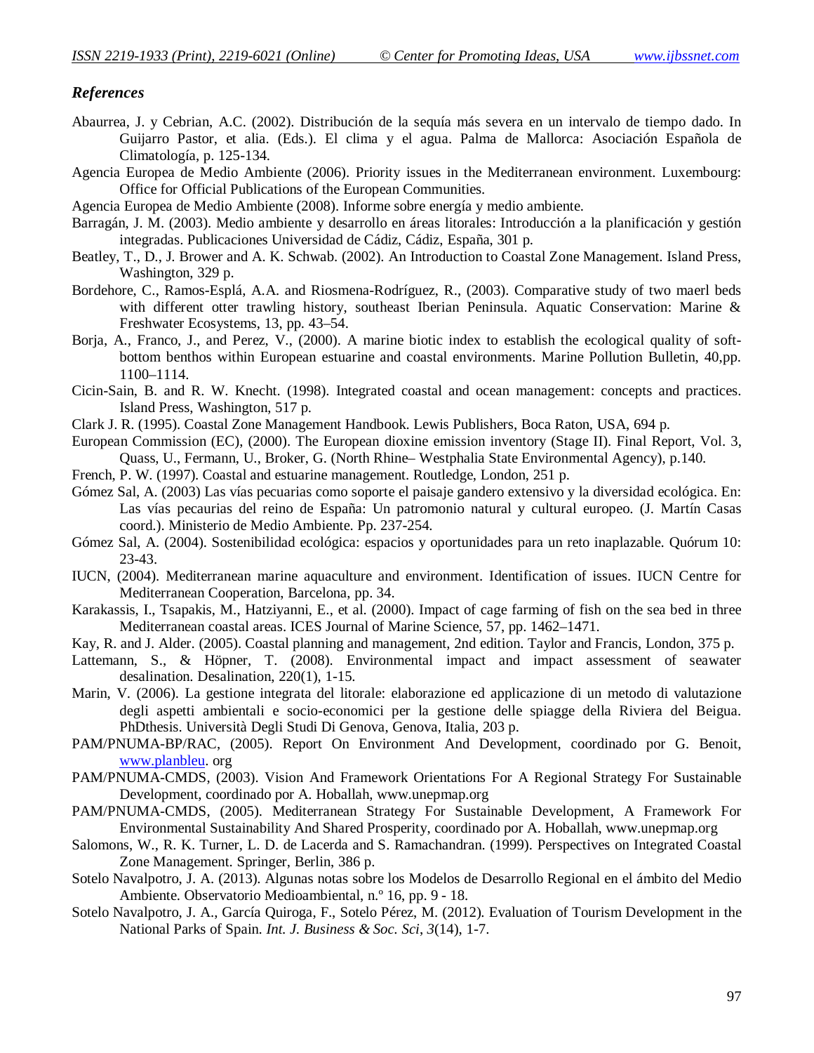## *References*

Abaurrea, J. y Cebrian, A.C. (2002). Distribución de la sequía más severa en un intervalo de tiempo dado. In Guijarro Pastor, et alia. (Eds.). El clima y el agua. Palma de Mallorca: Asociación Española de Climatología, p. 125-134.

Agencia Europea de Medio Ambiente (2006). Priority issues in the Mediterranean environment. Luxembourg: Office for Official Publications of the European Communities.

Agencia Europea de Medio Ambiente (2008). Informe sobre energía y medio ambiente.

Barragán, J. M. (2003). Medio ambiente y desarrollo en áreas litorales: Introducción a la planificación y gestión integradas. Publicaciones Universidad de Cádiz, Cádiz, España, 301 p.

Beatley, T., D., J. Brower and A. K. Schwab. (2002). An Introduction to Coastal Zone Management. Island Press, Washington, 329 p.

Bordehore, C., Ramos-Esplá, A.A. and Riosmena-Rodríguez, R., (2003). Comparative study of two maerl beds with different otter trawling history, southeast Iberian Peninsula. Aquatic Conservation: Marine & Freshwater Ecosystems, 13, pp. 43–54.

Borja, A., Franco, J., and Perez, V., (2000). A marine biotic index to establish the ecological quality of soft-bottom benthos within European estuarine and coastal environments. Marine Pollution Bulletin, 40,pp. 1100–1114.

Cicin-Sain, B. and R. W. Knecht. (1998). Integrated coastal and ocean management: concepts and practices. Island Press, Washington, 517 p.

Clark J. R. (1995). Coastal Zone Management Handbook. Lewis Publishers, Boca Raton, USA, 694 p.

European Commission (EC), (2000). The European dioxine emission inventory (Stage II). Final Report, Vol. 3, Quass, U., Fermann, U., Broker, G. (North Rhine– Westphalia State Environmental Agency), p.140.

French, P. W. (1997). Coastal and estuarine management. Routledge, London, 251 p.

Gómez Sal, A. (2003) Las vías pecuarias como soporte el paisaje gandero extensivo y la diversidad ecológica. En: Las vías pecaurias del reino de España: Un patromonio natural y cultural europeo. (J. Martín Casas coord.). Ministerio de Medio Ambiente. Pp. 237-254.

Gómez Sal, A. (2004). Sostenibilidad ecológica: espacios y oportunidades para un reto inaplazable. Quórum 10: 23-43.

IUCN, (2004). Mediterranean marine aquaculture and environment. Identification of issues. IUCN Centre for Mediterranean Cooperation, Barcelona, pp. 34.

Karakassis, I., Tsapakis, M., Hatziyanni, E., et al. (2000). Impact of cage farming of fish on the sea bed in three Mediterranean coastal areas. ICES Journal of Marine Science, 57, pp. 1462–1471.

Kay, R. and J. Alder. (2005). Coastal planning and management, 2nd edition. Taylor and Francis, London, 375 p.

Lattemann, S., & Höpner, T. (2008). Environmental impact and impact assessment of seawater desalination. Desalination, 220(1), 1-15.

Marin, V. (2006). La gestione integrata del litorale: elaborazione ed applicazione di un metodo di valutazione degli aspetti ambientali e socio-economici per la gestione delle spiagge della Riviera del Beigua. PhDthesis. Università Degli Studi Di Genova, Genova, Italia, 203 p.

PAM/PNUMA-BP/RAC, (2005). Report On Environment And Development, coordinado por G. Benoit, www.planbleu. org

PAM/PNUMA-CMDS, (2003). Vision And Framework Orientations For A Regional Strategy For Sustainable Development, coordinado por A. Hoballah, www.unepmap.org

PAM/PNUMA-CMDS, (2005). Mediterranean Strategy For Sustainable Development, A Framework For Environmental Sustainability And Shared Prosperity, coordinado por A. Hoballah, www.unepmap.org

Salomons, W., R. K. Turner, L. D. de Lacerda and S. Ramachandran. (1999). Perspectives on Integrated Coastal Zone Management. Springer, Berlin, 386 p.

Sotelo Navalpotro, J. A. (2013). Algunas notas sobre los Modelos de Desarrollo Regional en el ámbito del Medio Ambiente. Observatorio Medioambiental, n.º 16, pp. 9 - 18.

Sotelo Navalpotro, J. A., García Quiroga, F., Sotelo Pérez, M. (2012). Evaluation of Tourism Development in the National Parks of Spain. *Int. J. Business & Soc. Sci*, *3*(14), 1-7.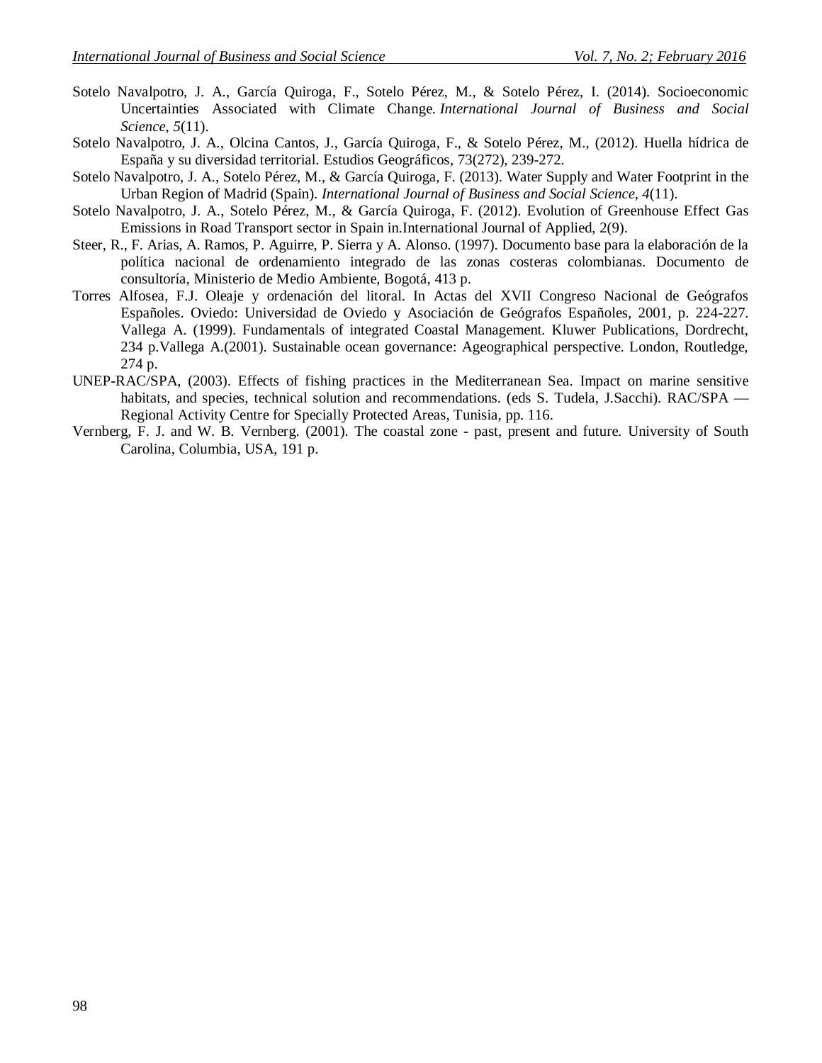Sotelo Navalpotro, J. A., García Quiroga, F., Sotelo Pérez, M., & Sotelo Pérez, I. (2014). Socioeconomic Uncertainties Associated with Climate Change. *International Journal of Business and Social Science*, *5*(11).

Sotelo Navalpotro, J. A., Olcina Cantos, J., García Quiroga, F., & Sotelo Pérez, M., (2012). Huella hídrica de España y su diversidad territorial. Estudios Geográficos, 73(272), 239-272.

Sotelo Navalpotro, J. A., Sotelo Pérez, M., & García Quiroga, F. (2013). Water Supply and Water Footprint in the Urban Region of Madrid (Spain). *International Journal of Business and Social Science*, *4*(11).

Sotelo Navalpotro, J. A., Sotelo Pérez, M., & García Quiroga, F. (2012). Evolution of Greenhouse Effect Gas Emissions in Road Transport sector in Spain in.International Journal of Applied, 2(9).

Steer, R., F. Arias, A. Ramos, P. Aguirre, P. Sierra y A. Alonso. (1997). Documento base para la elaboración de la política nacional de ordenamiento integrado de las zonas costeras colombianas. Documento de consultoría, Ministerio de Medio Ambiente, Bogotá, 413 p.

Torres Alfosea, F.J. Oleaje y ordenación del litoral. In Actas del XVII Congreso Nacional de Geógrafos Españoles. Oviedo: Universidad de Oviedo y Asociación de Geógrafos Españoles, 2001, p. 224-227. Vallega A. (1999). Fundamentals of integrated Coastal Management. Kluwer Publications, Dordrecht, 234 p.Vallega A.(2001). Sustainable ocean governance: Ageographical perspective. London, Routledge, 274 p.

UNEP-RAC/SPA, (2003). Effects of fishing practices in the Mediterranean Sea. Impact on marine sensitive habitats, and species, technical solution and recommendations. (eds S. Tudela, J.Sacchi). RAC/SPA — Regional Activity Centre for Specially Protected Areas, Tunisia, pp. 116.

Vernberg, F. J. and W. B. Vernberg. (2001). The coastal zone - past, present and future. University of South Carolina, Columbia, USA, 191 p.